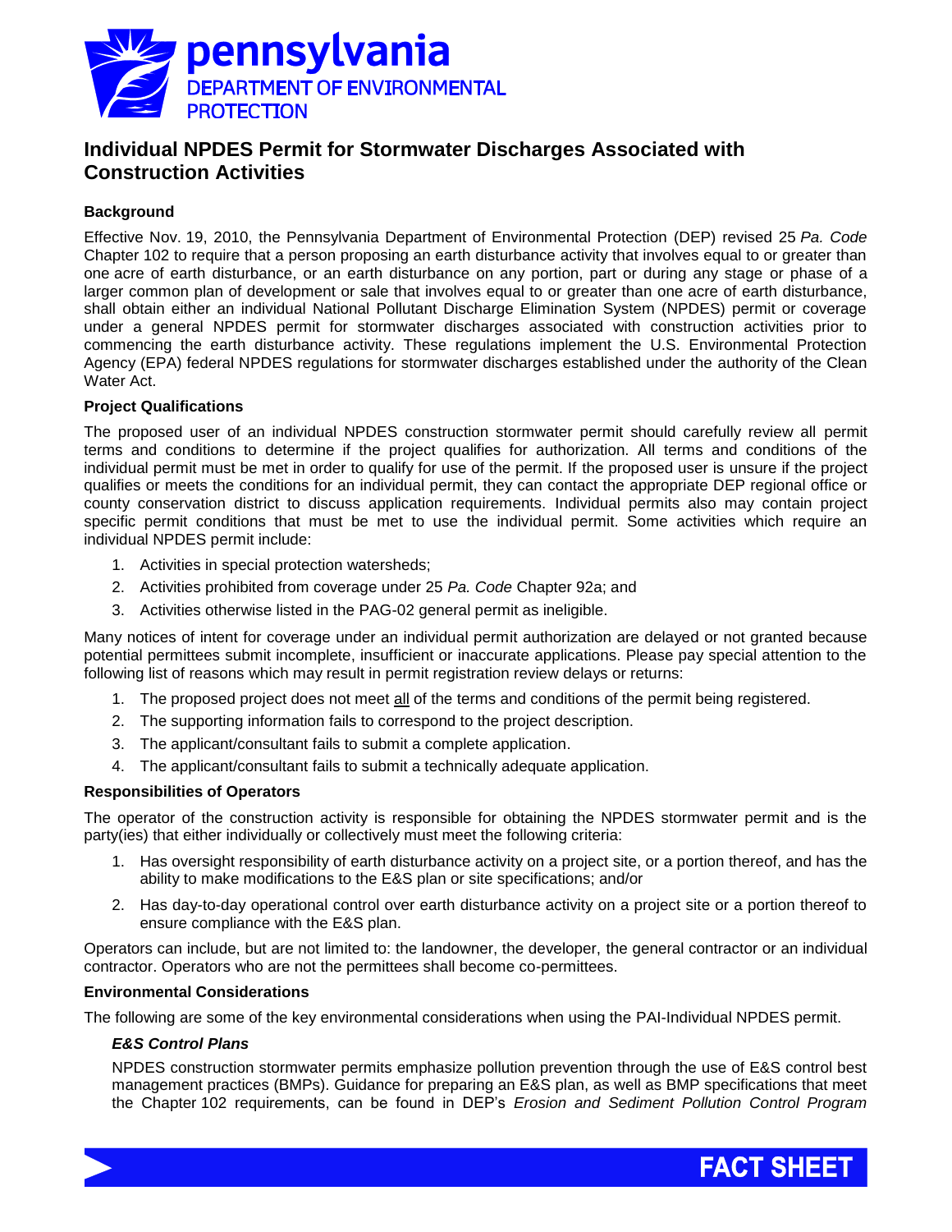pennsylvania
DEPARTMENT OF ENVIRONMENTAL PROTECTION

# Individual NPDES Permit for Stormwater Discharges Associated with Construction Activities

**Background**

Effective Nov. 19, 2010, the Pennsylvania Department of Environmental Protection (DEP) revised 25 *Pa. Code* Chapter 102 to require that a person proposing an earth disturbance activity that involves equal to or greater than one acre of earth disturbance, or an earth disturbance on any portion, part or during any stage or phase of a larger common plan of development or sale that involves equal to or greater than one acre of earth disturbance, shall obtain either an individual National Pollutant Discharge Elimination System (NPDES) permit or coverage under a general NPDES permit for stormwater discharges associated with construction activities prior to commencing the earth disturbance activity. These regulations implement the U.S. Environmental Protection Agency (EPA) federal NPDES regulations for stormwater discharges established under the authority of the Clean Water Act.

**Project Qualifications**

The proposed user of an individual NPDES construction stormwater permit should carefully review all permit terms and conditions to determine if the project qualifies for authorization. All terms and conditions of the individual permit must be met in order to qualify for use of the permit. If the proposed user is unsure if the project qualifies or meets the conditions for an individual permit, they can contact the appropriate DEP regional office or county conservation district to discuss application requirements. Individual permits also may contain project specific permit conditions that must be met to use the individual permit. Some activities which require an individual NPDES permit include:

1. Activities in special protection watersheds;
2. Activities prohibited from coverage under 25 *Pa. Code* Chapter 92a; and
3. Activities otherwise listed in the PAG-02 general permit as ineligible.

Many notices of intent for coverage under an individual permit authorization are delayed or not granted because potential permittees submit incomplete, insufficient or inaccurate applications. Please pay special attention to the following list of reasons which may result in permit registration review delays or returns:

1. The proposed project does not meet <u>all</u> of the terms and conditions of the permit being registered.
2. The supporting information fails to correspond to the project description.
3. The applicant/consultant fails to submit a complete application.
4. The applicant/consultant fails to submit a technically adequate application.

**Responsibilities of Operators**

The operator of the construction activity is responsible for obtaining the NPDES stormwater permit and is the party(ies) that either individually or collectively must meet the following criteria:

1. Has oversight responsibility of earth disturbance activity on a project site, or a portion thereof, and has the ability to make modifications to the E&S plan or site specifications; and/or
2. Has day-to-day operational control over earth disturbance activity on a project site or a portion thereof to ensure compliance with the E&S plan.

Operators can include, but are not limited to: the landowner, the developer, the general contractor or an individual contractor. Operators who are not the permittees shall become co-permittees.

**Environmental Considerations**

The following are some of the key environmental considerations when using the PAI-Individual NPDES permit.

***E&S Control Plans***

NPDES construction stormwater permits emphasize pollution prevention through the use of E&S control best management practices (BMPs). Guidance for preparing an E&S plan, as well as BMP specifications that meet the Chapter 102 requirements, can be found in DEP's *Erosion and Sediment Pollution Control Program*

FACT SHEET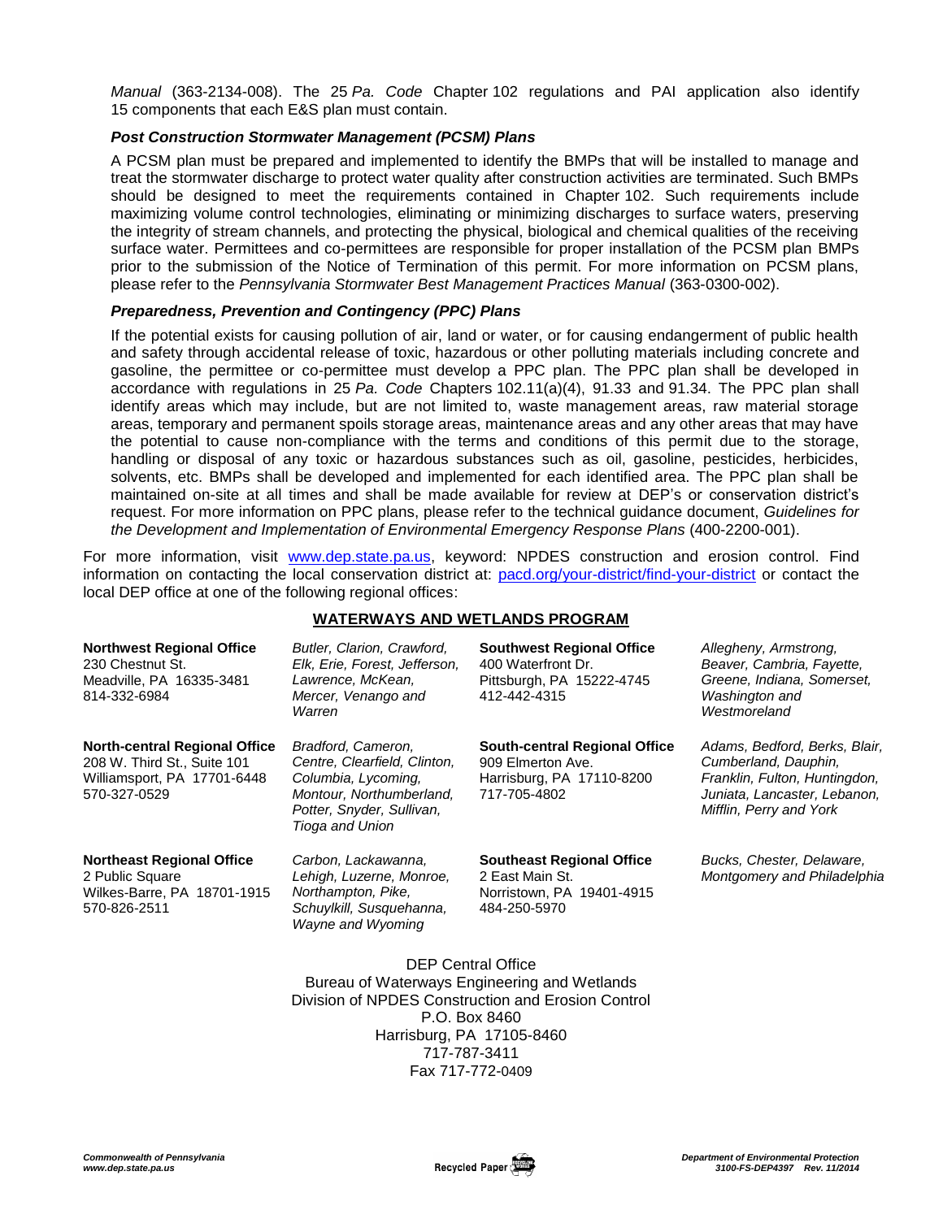*Manual* (363-2134-008). The 25 *Pa. Code* Chapter 102 regulations and PAI application also identify 15 components that each E&S plan must contain.

***Post Construction Stormwater Management (PCSM) Plans***

A PCSM plan must be prepared and implemented to identify the BMPs that will be installed to manage and treat the stormwater discharge to protect water quality after construction activities are terminated. Such BMPs should be designed to meet the requirements contained in Chapter 102. Such requirements include maximizing volume control technologies, eliminating or minimizing discharges to surface waters, preserving the integrity of stream channels, and protecting the physical, biological and chemical qualities of the receiving surface water. Permittees and co-permittees are responsible for proper installation of the PCSM plan BMPs prior to the submission of the Notice of Termination of this permit. For more information on PCSM plans, please refer to the *Pennsylvania Stormwater Best Management Practices Manual* (363-0300-002).

***Preparedness, Prevention and Contingency (PPC) Plans***

If the potential exists for causing pollution of air, land or water, or for causing endangerment of public health and safety through accidental release of toxic, hazardous or other polluting materials including concrete and gasoline, the permittee or co-permittee must develop a PPC plan. The PPC plan shall be developed in accordance with regulations in 25 *Pa. Code* Chapters 102.11(a)(4), 91.33 and 91.34. The PPC plan shall identify areas which may include, but are not limited to, waste management areas, raw material storage areas, temporary and permanent spoils storage areas, maintenance areas and any other areas that may have the potential to cause non-compliance with the terms and conditions of this permit due to the storage, handling or disposal of any toxic or hazardous substances such as oil, gasoline, pesticides, herbicides, solvents, etc. BMPs shall be developed and implemented for each identified area. The PPC plan shall be maintained on-site at all times and shall be made available for review at DEP's or conservation district's request. For more information on PPC plans, please refer to the technical guidance document, *Guidelines for the Development and Implementation of Environmental Emergency Response Plans* (400-2200-001).

For more information, visit www.dep.state.pa.us, keyword: NPDES construction and erosion control. Find information on contacting the local conservation district at: pacd.org/your-district/find-your-district or contact the local DEP office at one of the following regional offices:

**WATERWAYS AND WETLANDS PROGRAM**

| | | | |
|---|---|---|---|
| **Northwest Regional Office**<br>230 Chestnut St.<br>Meadville, PA 16335-3481<br>814-332-6984 | *Butler, Clarion, Crawford, Elk, Erie, Forest, Jefferson, Lawrence, McKean, Mercer, Venango and Warren* | **Southwest Regional Office**<br>400 Waterfront Dr.<br>Pittsburgh, PA 15222-4745<br>412-442-4315 | *Allegheny, Armstrong, Beaver, Cambria, Fayette, Greene, Indiana, Somerset, Washington and Westmoreland* |
| **North-central Regional Office**<br>208 W. Third St., Suite 101<br>Williamsport, PA 17701-6448<br>570-327-0529 | *Bradford, Cameron, Centre, Clearfield, Clinton, Columbia, Lycoming, Montour, Northumberland, Potter, Snyder, Sullivan, Tioga and Union* | **South-central Regional Office**<br>909 Elmerton Ave.<br>Harrisburg, PA 17110-8200<br>717-705-4802 | *Adams, Bedford, Berks, Blair, Cumberland, Dauphin, Franklin, Fulton, Huntingdon, Juniata, Lancaster, Lebanon, Mifflin, Perry and York* |
| **Northeast Regional Office**<br>2 Public Square<br>Wilkes-Barre, PA 18701-1915<br>570-826-2511 | *Carbon, Lackawanna, Lehigh, Luzerne, Monroe, Northampton, Pike, Schuylkill, Susquehanna, Wayne and Wyoming* | **Southeast Regional Office**<br>2 East Main St.<br>Norristown, PA 19401-4915<br>484-250-5970 | *Bucks, Chester, Delaware, Montgomery and Philadelphia* |

DEP Central Office
Bureau of Waterways Engineering and Wetlands
Division of NPDES Construction and Erosion Control
P.O. Box 8460
Harrisburg, PA 17105-8460
717-787-3411
Fax 717-772-0409